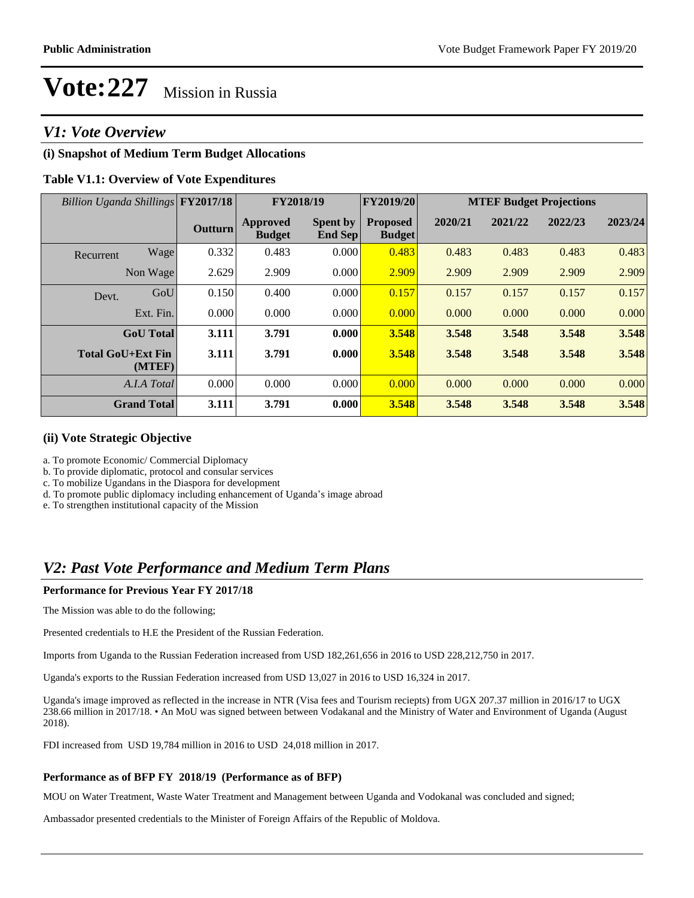# Vote:227 Mission in Russia

## V1: Vote Overview

### (i) Snapshot of Medium Term Budget Allocations

**Table V1.1: Overview of Vote Expenditures**

| *Billion Uganda Shillings* | | FY2017/18 | FY2018/19 | | FY2019/20 | MTEF Budget Projections | | | |
|---|---|---|---|---|---|---|---|---|---|
| | | **Outturn** | **Approved Budget** | **Spent by End Sep** | **Proposed Budget** | **2020/21** | **2021/22** | **2022/23** | **2023/24** |
| Recurrent | Wage | 0.332 | 0.483 | 0.000 | 0.483 | 0.483 | 0.483 | 0.483 | 0.483 |
| | Non Wage | 2.629 | 2.909 | 0.000 | 2.909 | 2.909 | 2.909 | 2.909 | 2.909 |
| Devt. | GoU | 0.150 | 0.400 | 0.000 | 0.157 | 0.157 | 0.157 | 0.157 | 0.157 |
| | Ext. Fin. | 0.000 | 0.000 | 0.000 | 0.000 | 0.000 | 0.000 | 0.000 | 0.000 |
| | **GoU Total** | **3.111** | **3.791** | **0.000** | **3.548** | **3.548** | **3.548** | **3.548** | **3.548** |
| | **Total GoU+Ext Fin (MTEF)** | **3.111** | **3.791** | **0.000** | **3.548** | **3.548** | **3.548** | **3.548** | **3.548** |
| | *A.I.A Total* | 0.000 | 0.000 | 0.000 | 0.000 | 0.000 | 0.000 | 0.000 | 0.000 |
| | **Grand Total** | **3.111** | **3.791** | **0.000** | **3.548** | **3.548** | **3.548** | **3.548** | **3.548** |

### (ii) Vote Strategic Objective

a. To promote Economic/ Commercial Diplomacy
b. To provide diplomatic, protocol and consular services
c. To mobilize Ugandans in the Diaspora for development
d. To promote public diplomacy including enhancement of Uganda's image abroad
e. To strengthen institutional capacity of the Mission

## V2: Past Vote Performance and Medium Term Plans

### Performance for Previous Year FY 2017/18

The Mission was able to do the following;

Presented credentials to H.E the President of the Russian Federation.

Imports from Uganda to the Russian Federation increased from USD 182,261,656 in 2016 to USD 228,212,750 in 2017.

Uganda's exports to the Russian Federation increased from USD 13,027 in 2016 to USD 16,324 in 2017.

Uganda's image improved as reflected in the increase in NTR (Visa fees and Tourism reciepts) from UGX 207.37 million in 2016/17 to UGX 238.66 million in 2017/18. • An MoU was signed between between Vodakanal and the Ministry of Water and Environment of Uganda (August 2018).

FDI increased from USD 19,784 million in 2016 to USD 24,018 million in 2017.

### Performance as of BFP FY 2018/19 (Performance as of BFP)

MOU on Water Treatment, Waste Water Treatment and Management between Uganda and Vodokanal was concluded and signed;

Ambassador presented credentials to the Minister of Foreign Affairs of the Republic of Moldova.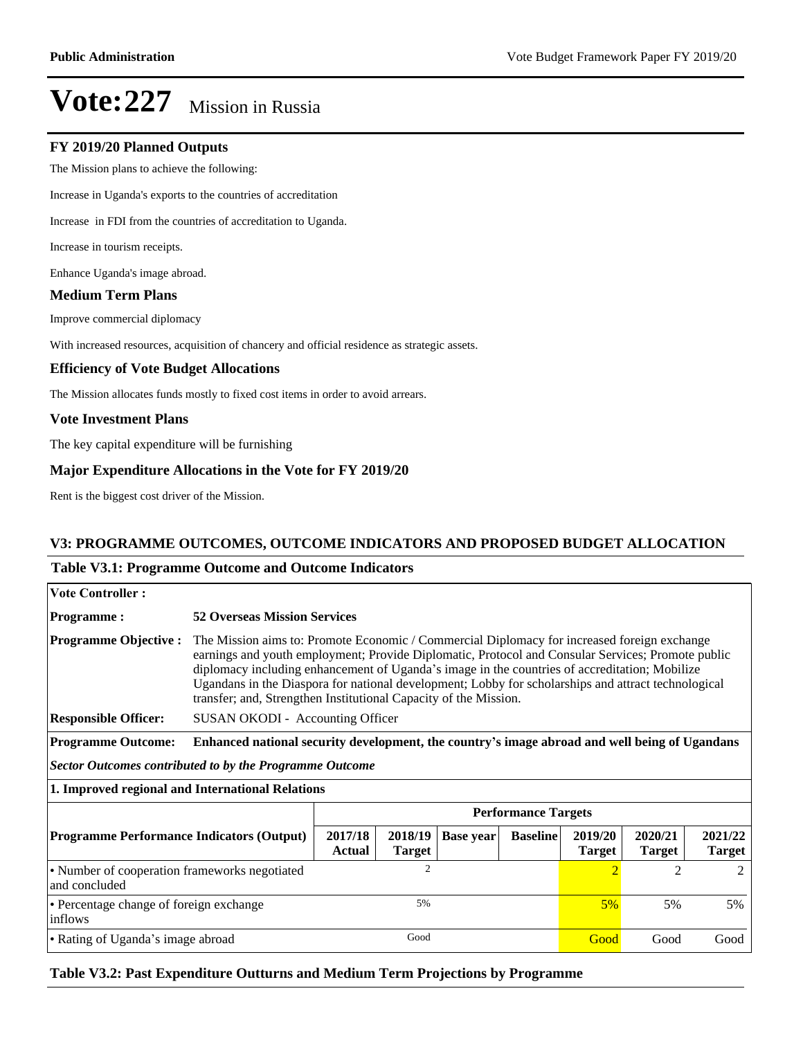# Vote:227 Mission in Russia

## FY 2019/20 Planned Outputs

The Mission plans to achieve the following:

Increase in Uganda's exports to the countries of accreditation

Increase in FDI from the countries of accreditation to Uganda.

Increase in tourism receipts.

Enhance Uganda's image abroad.

## Medium Term Plans

Improve commercial diplomacy

With increased resources, acquisition of chancery and official residence as strategic assets.

## Efficiency of Vote Budget Allocations

The Mission allocates funds mostly to fixed cost items in order to avoid arrears.

## Vote Investment Plans

The key capital expenditure will be furnishing

## Major Expenditure Allocations in the Vote for FY 2019/20

Rent is the biggest cost driver of the Mission.

## V3: PROGRAMME OUTCOMES, OUTCOME INDICATORS AND PROPOSED BUDGET ALLOCATION

### Table V3.1: Programme Outcome and Outcome Indicators

**Vote Controller :**

**Programme :** **52 Overseas Mission Services**

**Programme Objective :** The Mission aims to: Promote Economic / Commercial Diplomacy for increased foreign exchange earnings and youth employment; Provide Diplomatic, Protocol and Consular Services; Promote public diplomacy including enhancement of Uganda's image in the countries of accreditation; Mobilize Ugandans in the Diaspora for national development; Lobby for scholarships and attract technological transfer; and, Strengthen Institutional Capacity of the Mission.

**Responsible Officer:** SUSAN OKODI - Accounting Officer

**Programme Outcome:** **Enhanced national security development, the country's image abroad and well being of Ugandans**

***Sector Outcomes contributed to by the Programme Outcome***

**1. Improved regional and International Relations**

| | Performance Targets | | | | | | |
|---|---|---|---|---|---|---|---|
| **Programme Performance Indicators (Output)** | **2017/18 Actual** | **2018/19 Target** | **Base year** | **Baseline** | **2019/20 Target** | **2020/21 Target** | **2021/22 Target** |
| • Number of cooperation frameworks negotiated and concluded | | 2 | | | 2 | 2 | 2 |
| • Percentage change of foreign exchange inflows | | 5% | | | 5% | 5% | 5% |
| • Rating of Uganda's image abroad | | Good | | | Good | Good | Good |

### Table V3.2: Past Expenditure Outturns and Medium Term Projections by Programme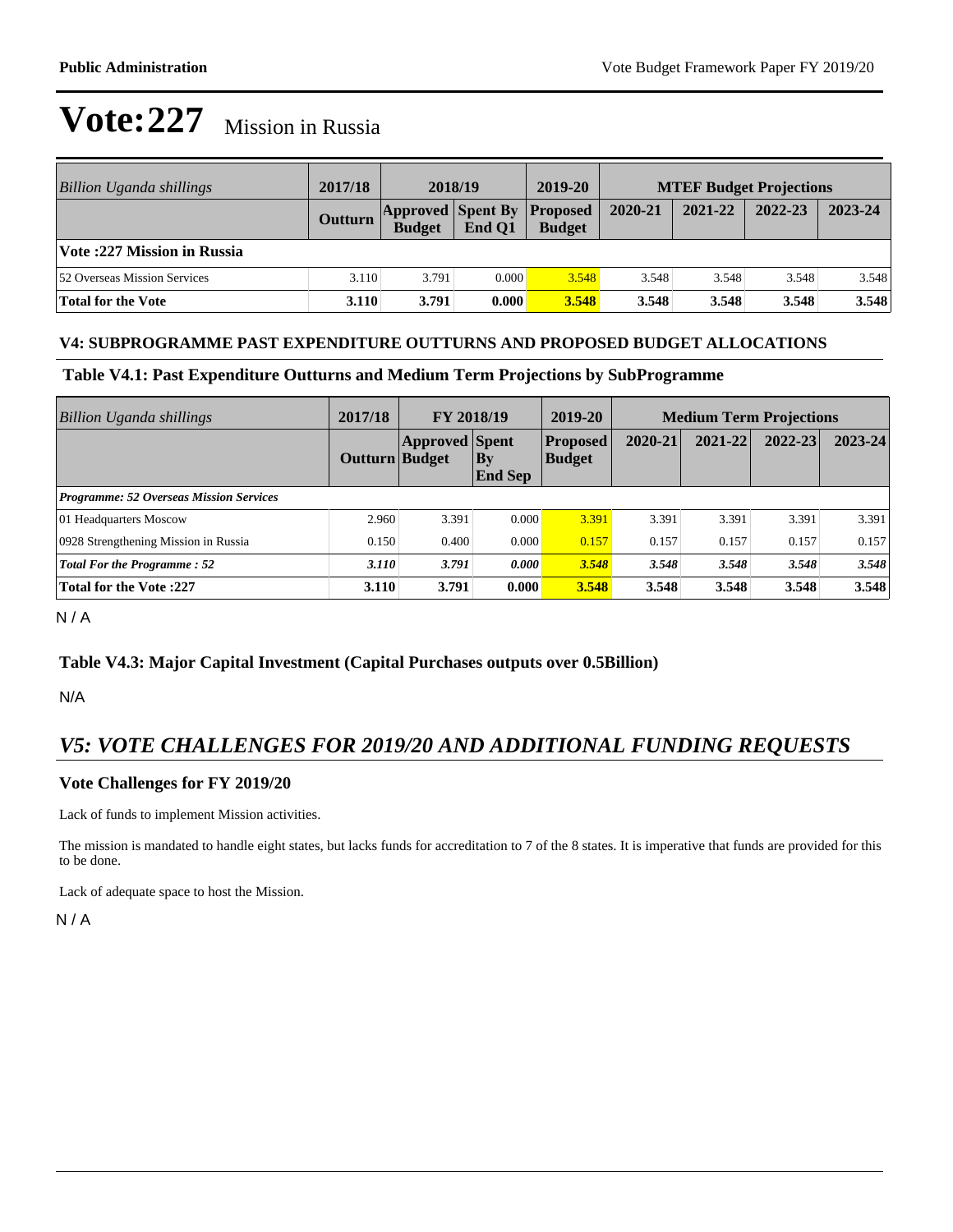# Vote:227 Mission in Russia

| *Billion Uganda shillings* | 2017/18 | 2018/19 | | 2019-20 | MTEF Budget Projections | | | |
|---|---|---|---|---|---|---|---|---|
| | Outturn | Approved Budget | Spent By End Q1 | Proposed Budget | 2020-21 | 2021-22 | 2022-23 | 2023-24 |
| **Vote :227 Mission in Russia** | | | | | | | | |
| 52 Overseas Mission Services | 3.110 | 3.791 | 0.000 | 3.548 | 3.548 | 3.548 | 3.548 | 3.548 |
| **Total for the Vote** | **3.110** | **3.791** | **0.000** | **3.548** | **3.548** | **3.548** | **3.548** | **3.548** |

### V4: SUBPROGRAMME PAST EXPENDITURE OUTTURNS AND PROPOSED BUDGET ALLOCATIONS

### Table V4.1: Past Expenditure Outturns and Medium Term Projections by SubProgramme

| *Billion Uganda shillings* | 2017/18 | FY 2018/19 | | 2019-20 | Medium Term Projections | | | |
|---|---|---|---|---|---|---|---|---|
| | Outturn | Approved Budget | Spent By End Sep | Proposed Budget | 2020-21 | 2021-22 | 2022-23 | 2023-24 |
| ***Programme: 52 Overseas Mission Services*** | | | | | | | | |
| 01 Headquarters Moscow | 2.960 | 3.391 | 0.000 | 3.391 | 3.391 | 3.391 | 3.391 | 3.391 |
| 0928 Strengthening Mission in Russia | 0.150 | 0.400 | 0.000 | 0.157 | 0.157 | 0.157 | 0.157 | 0.157 |
| ***Total For the Programme : 52*** | ***3.110*** | ***3.791*** | ***0.000*** | ***3.548*** | ***3.548*** | ***3.548*** | ***3.548*** | ***3.548*** |
| **Total for the Vote :227** | **3.110** | **3.791** | **0.000** | **3.548** | **3.548** | **3.548** | **3.548** | **3.548** |

N / A

### Table V4.3: Major Capital Investment (Capital Purchases outputs over 0.5Billion)

N/A

## *V5: VOTE CHALLENGES FOR 2019/20 AND ADDITIONAL FUNDING REQUESTS*

### Vote Challenges for FY 2019/20

Lack of funds to implement Mission activities.

The mission is mandated to handle eight states, but lacks funds for accreditation to 7 of the 8 states. It is imperative that funds are provided for this to be done.

Lack of adequate space to host the Mission.

N / A